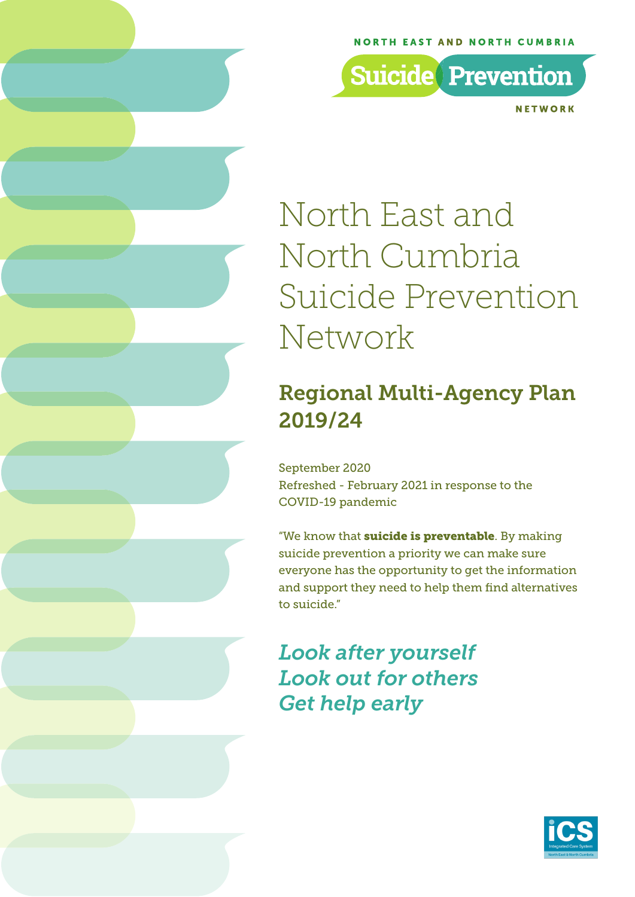NORTH EAST AND NORTH CUMBRIA

Suicide Prevention

NETWORK

# North East and North Cumbria Suicide Prevention Network

## Regional Multi-Agency Plan 2019/24

September 2020
Refreshed - February 2021 in response to the COVID-19 pandemic

"We know that **suicide is preventable**. By making suicide prevention a priority we can make sure everyone has the opportunity to get the information and support they need to help them find alternatives to suicide."

*Look after yourself*
*Look out for others*
*Get help early*

iCS
Integrated Care System
North East & North Cumbria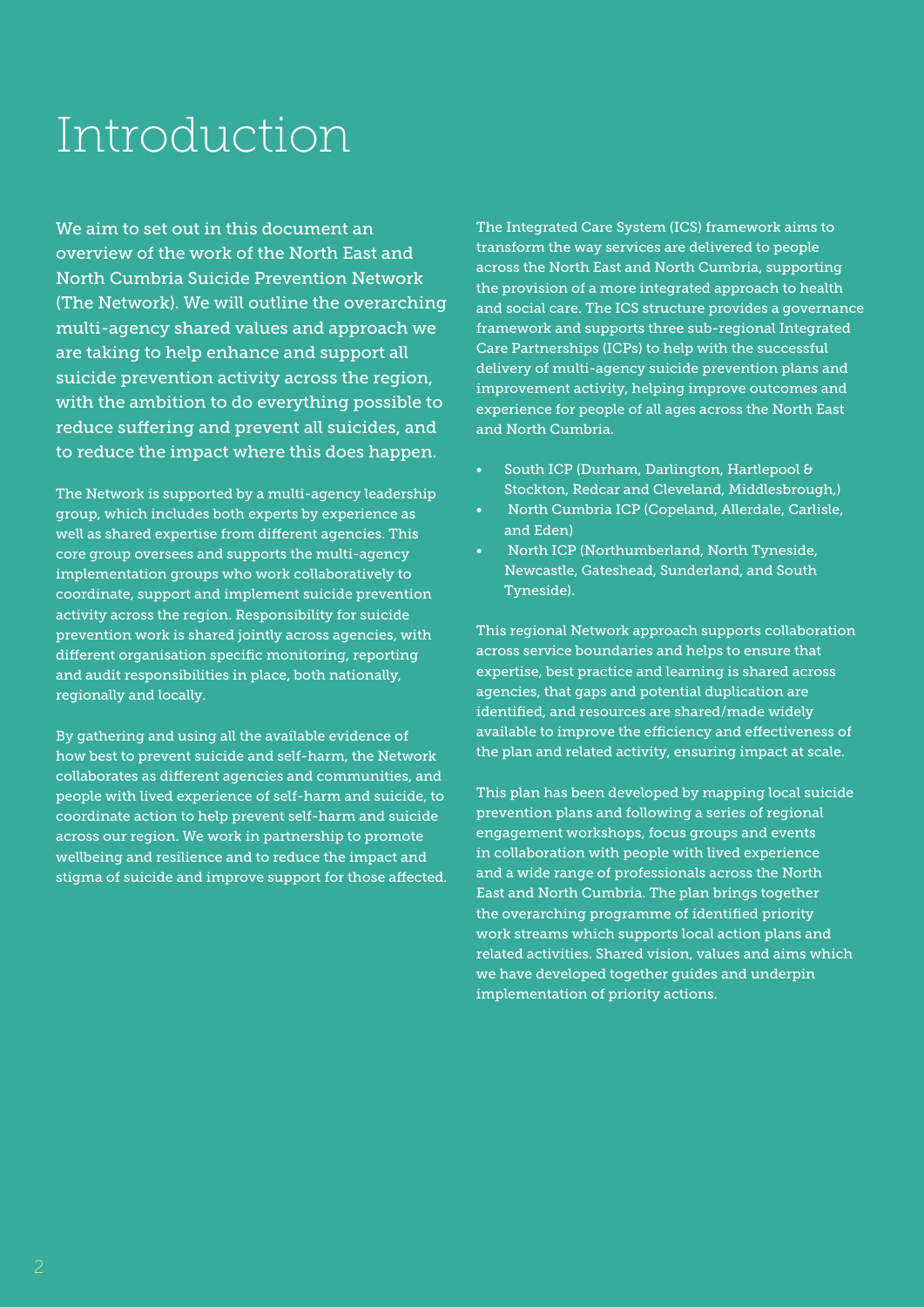# Introduction

We aim to set out in this document an overview of the work of the North East and North Cumbria Suicide Prevention Network (The Network). We will outline the overarching multi-agency shared values and approach we are taking to help enhance and support all suicide prevention activity across the region, with the ambition to do everything possible to reduce suffering and prevent all suicides, and to reduce the impact where this does happen.

The Network is supported by a multi-agency leadership group, which includes both experts by experience as well as shared expertise from different agencies. This core group oversees and supports the multi-agency implementation groups who work collaboratively to coordinate, support and implement suicide prevention activity across the region. Responsibility for suicide prevention work is shared jointly across agencies, with different organisation specific monitoring, reporting and audit responsibilities in place, both nationally, regionally and locally.

By gathering and using all the available evidence of how best to prevent suicide and self-harm, the Network collaborates as different agencies and communities, and people with lived experience of self-harm and suicide, to coordinate action to help prevent self-harm and suicide across our region. We work in partnership to promote wellbeing and resilience and to reduce the impact and stigma of suicide and improve support for those affected.

The Integrated Care System (ICS) framework aims to transform the way services are delivered to people across the North East and North Cumbria, supporting the provision of a more integrated approach to health and social care. The ICS structure provides a governance framework and supports three sub-regional Integrated Care Partnerships (ICPs) to help with the successful delivery of multi-agency suicide prevention plans and improvement activity, helping improve outcomes and experience for people of all ages across the North East and North Cumbria.

- South ICP (Durham, Darlington, Hartlepool & Stockton, Redcar and Cleveland, Middlesbrough,)
- North Cumbria ICP (Copeland, Allerdale, Carlisle, and Eden)
- North ICP (Northumberland, North Tyneside, Newcastle, Gateshead, Sunderland, and South Tyneside).

This regional Network approach supports collaboration across service boundaries and helps to ensure that expertise, best practice and learning is shared across agencies, that gaps and potential duplication are identified, and resources are shared/made widely available to improve the efficiency and effectiveness of the plan and related activity, ensuring impact at scale.

This plan has been developed by mapping local suicide prevention plans and following a series of regional engagement workshops, focus groups and events in collaboration with people with lived experience and a wide range of professionals across the North East and North Cumbria. The plan brings together the overarching programme of identified priority work streams which supports local action plans and related activities. Shared vision, values and aims which we have developed together guides and underpin implementation of priority actions.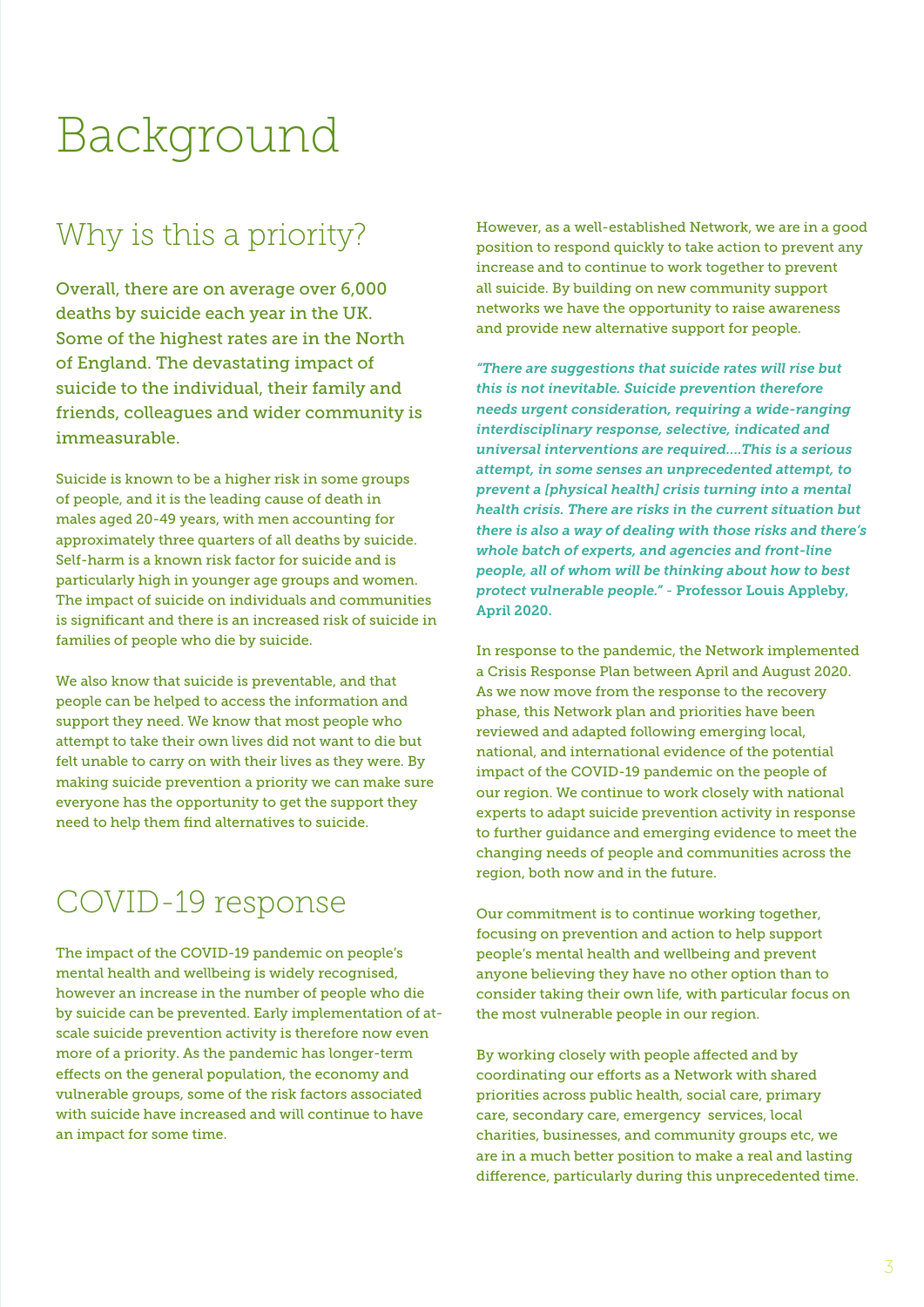# Background

## Why is this a priority?

Overall, there are on average over 6,000 deaths by suicide each year in the UK. Some of the highest rates are in the North of England. The devastating impact of suicide to the individual, their family and friends, colleagues and wider community is immeasurable.

Suicide is known to be a higher risk in some groups of people, and it is the leading cause of death in males aged 20-49 years, with men accounting for approximately three quarters of all deaths by suicide. Self-harm is a known risk factor for suicide and is particularly high in younger age groups and women. The impact of suicide on individuals and communities is significant and there is an increased risk of suicide in families of people who die by suicide.

We also know that suicide is preventable, and that people can be helped to access the information and support they need. We know that most people who attempt to take their own lives did not want to die but felt unable to carry on with their lives as they were. By making suicide prevention a priority we can make sure everyone has the opportunity to get the support they need to help them find alternatives to suicide.

## COVID-19 response

The impact of the COVID-19 pandemic on people's mental health and wellbeing is widely recognised, however an increase in the number of people who die by suicide can be prevented. Early implementation of at-scale suicide prevention activity is therefore now even more of a priority. As the pandemic has longer-term effects on the general population, the economy and vulnerable groups, some of the risk factors associated with suicide have increased and will continue to have an impact for some time.

However, as a well-established Network, we are in a good position to respond quickly to take action to prevent any increase and to continue to work together to prevent all suicide. By building on new community support networks we have the opportunity to raise awareness and provide new alternative support for people.

***"There are suggestions that suicide rates will rise but this is not inevitable. Suicide prevention therefore needs urgent consideration, requiring a wide-ranging interdisciplinary response, selective, indicated and universal interventions are required....This is a serious attempt, in some senses an unprecedented attempt, to prevent a [physical health] crisis turning into a mental health crisis. There are risks in the current situation but there is also a way of dealing with those risks and there's whole batch of experts, and agencies and front-line people, all of whom will be thinking about how to best protect vulnerable people."*** **- Professor Louis Appleby, April 2020.**

In response to the pandemic, the Network implemented a Crisis Response Plan between April and August 2020. As we now move from the response to the recovery phase, this Network plan and priorities have been reviewed and adapted following emerging local, national, and international evidence of the potential impact of the COVID-19 pandemic on the people of our region. We continue to work closely with national experts to adapt suicide prevention activity in response to further guidance and emerging evidence to meet the changing needs of people and communities across the region, both now and in the future.

Our commitment is to continue working together, focusing on prevention and action to help support people's mental health and wellbeing and prevent anyone believing they have no other option than to consider taking their own life, with particular focus on the most vulnerable people in our region.

By working closely with people affected and by coordinating our efforts as a Network with shared priorities across public health, social care, primary care, secondary care, emergency services, local charities, businesses, and community groups etc, we are in a much better position to make a real and lasting difference, particularly during this unprecedented time.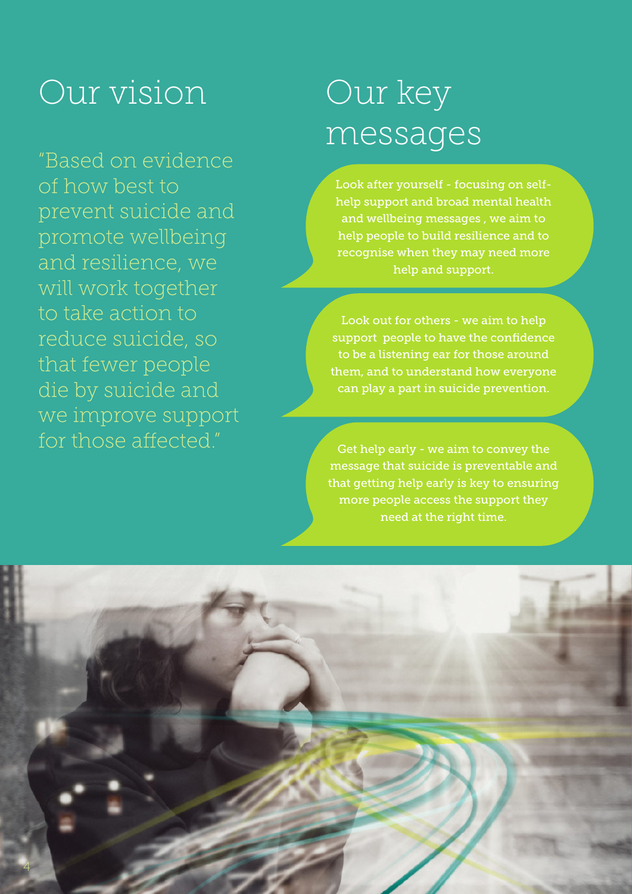# Our vision

"Based on evidence of how best to prevent suicide and promote wellbeing and resilience, we will work together to take action to reduce suicide, so that fewer people die by suicide and we improve support for those affected."

# Our key messages

Look after yourself - focusing on self-help support and broad mental health and wellbeing messages , we aim to help people to build resilience and to recognise when they may need more help and support.

Look out for others - we aim to help support people to have the confidence to be a listening ear for those around them, and to understand how everyone can play a part in suicide prevention.

Get help early - we aim to convey the message that suicide is preventable and that getting help early is key to ensuring more people access the support they need at the right time.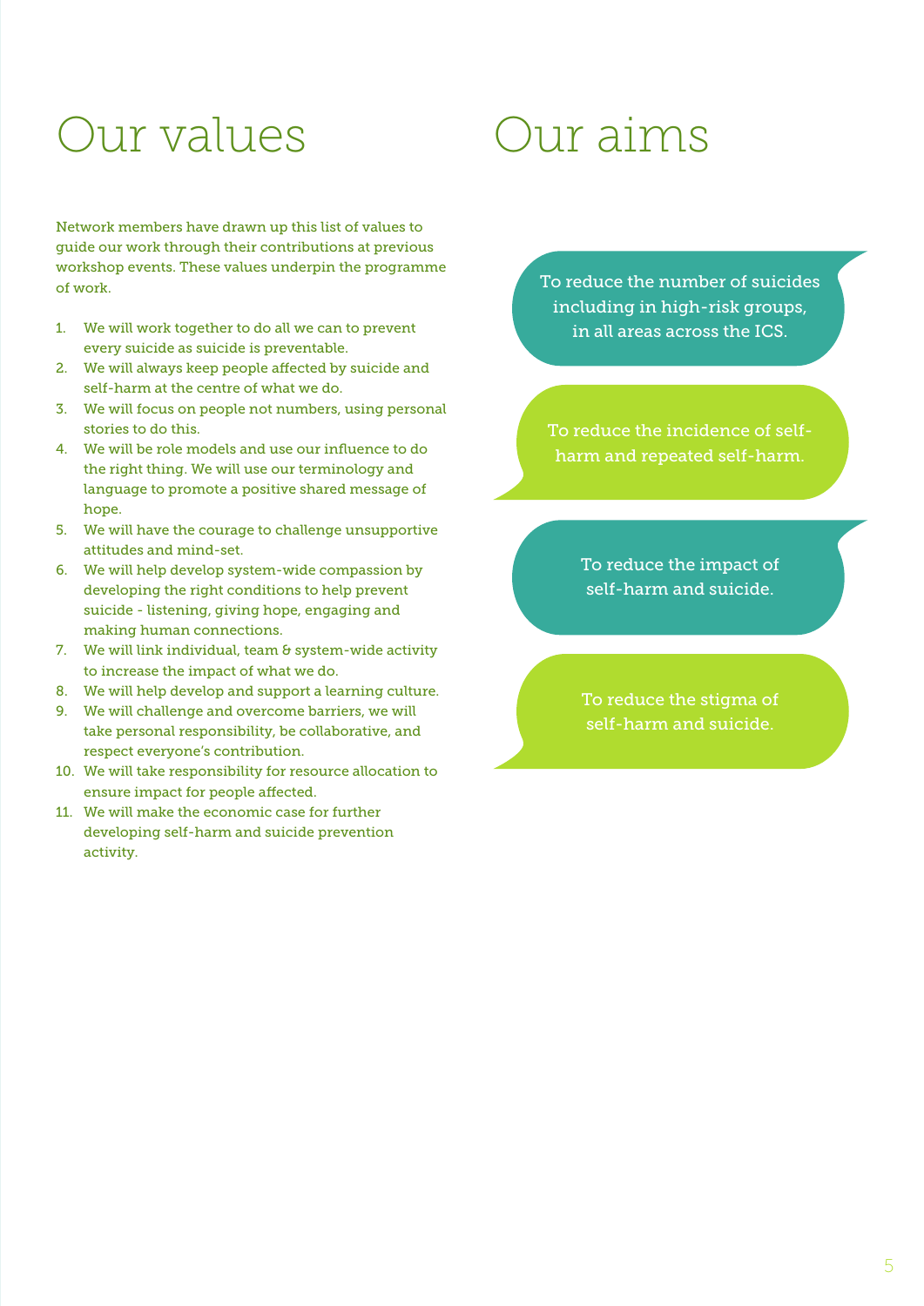# Our values

Network members have drawn up this list of values to guide our work through their contributions at previous workshop events. These values underpin the programme of work.

1. We will work together to do all we can to prevent every suicide as suicide is preventable.
2. We will always keep people affected by suicide and self-harm at the centre of what we do.
3. We will focus on people not numbers, using personal stories to do this.
4. We will be role models and use our influence to do the right thing. We will use our terminology and language to promote a positive shared message of hope.
5. We will have the courage to challenge unsupportive attitudes and mind-set.
6. We will help develop system-wide compassion by developing the right conditions to help prevent suicide - listening, giving hope, engaging and making human connections.
7. We will link individual, team & system-wide activity to increase the impact of what we do.
8. We will help develop and support a learning culture.
9. We will challenge and overcome barriers, we will take personal responsibility, be collaborative, and respect everyone's contribution.
10. We will take responsibility for resource allocation to ensure impact for people affected.
11. We will make the economic case for further developing self-harm and suicide prevention activity.

# Our aims

To reduce the number of suicides including in high-risk groups, in all areas across the ICS.

To reduce the incidence of self-harm and repeated self-harm.

To reduce the impact of self-harm and suicide.

To reduce the stigma of self-harm and suicide.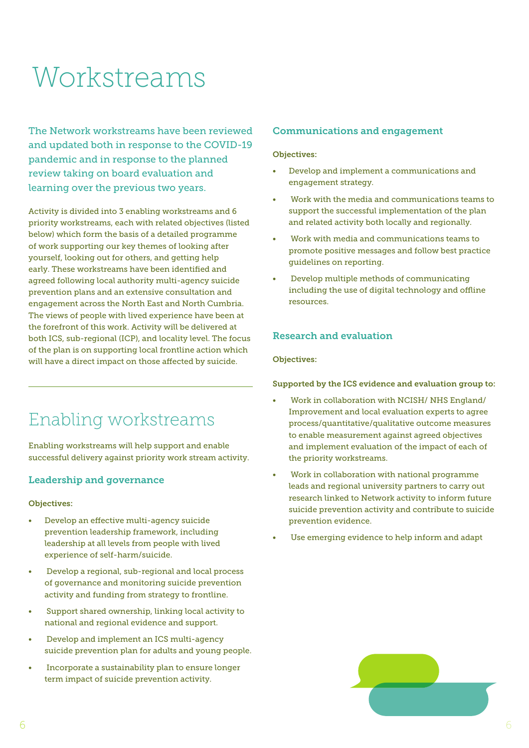# Workstreams

The Network workstreams have been reviewed and updated both in response to the COVID-19 pandemic and in response to the planned review taking on board evaluation and learning over the previous two years.

Activity is divided into 3 enabling workstreams and 6 priority workstreams, each with related objectives (listed below) which form the basis of a detailed programme of work supporting our key themes of looking after yourself, looking out for others, and getting help early. These workstreams have been identified and agreed following local authority multi-agency suicide prevention plans and an extensive consultation and engagement across the North East and North Cumbria. The views of people with lived experience have been at the forefront of this work. Activity will be delivered at both ICS, sub-regional (ICP), and locality level. The focus of the plan is on supporting local frontline action which will have a direct impact on those affected by suicide.

## Enabling workstreams

Enabling workstreams will help support and enable successful delivery against priority work stream activity.

### Leadership and governance

**Objectives:**

- Develop an effective multi-agency suicide prevention leadership framework, including leadership at all levels from people with lived experience of self-harm/suicide.
- Develop a regional, sub-regional and local process of governance and monitoring suicide prevention activity and funding from strategy to frontline.
- Support shared ownership, linking local activity to national and regional evidence and support.
- Develop and implement an ICS multi-agency suicide prevention plan for adults and young people.
- Incorporate a sustainability plan to ensure longer term impact of suicide prevention activity.

### Communications and engagement

**Objectives:**

- Develop and implement a communications and engagement strategy.
- Work with the media and communications teams to support the successful implementation of the plan and related activity both locally and regionally.
- Work with media and communications teams to promote positive messages and follow best practice guidelines on reporting.
- Develop multiple methods of communicating including the use of digital technology and offline resources.

### Research and evaluation

**Objectives:**

**Supported by the ICS evidence and evaluation group to:**

- Work in collaboration with NCISH/ NHS England/ Improvement and local evaluation experts to agree process/quantitative/qualitative outcome measures to enable measurement against agreed objectives and implement evaluation of the impact of each of the priority workstreams.
- Work in collaboration with national programme leads and regional university partners to carry out research linked to Network activity to inform future suicide prevention activity and contribute to suicide prevention evidence.
- Use emerging evidence to help inform and adapt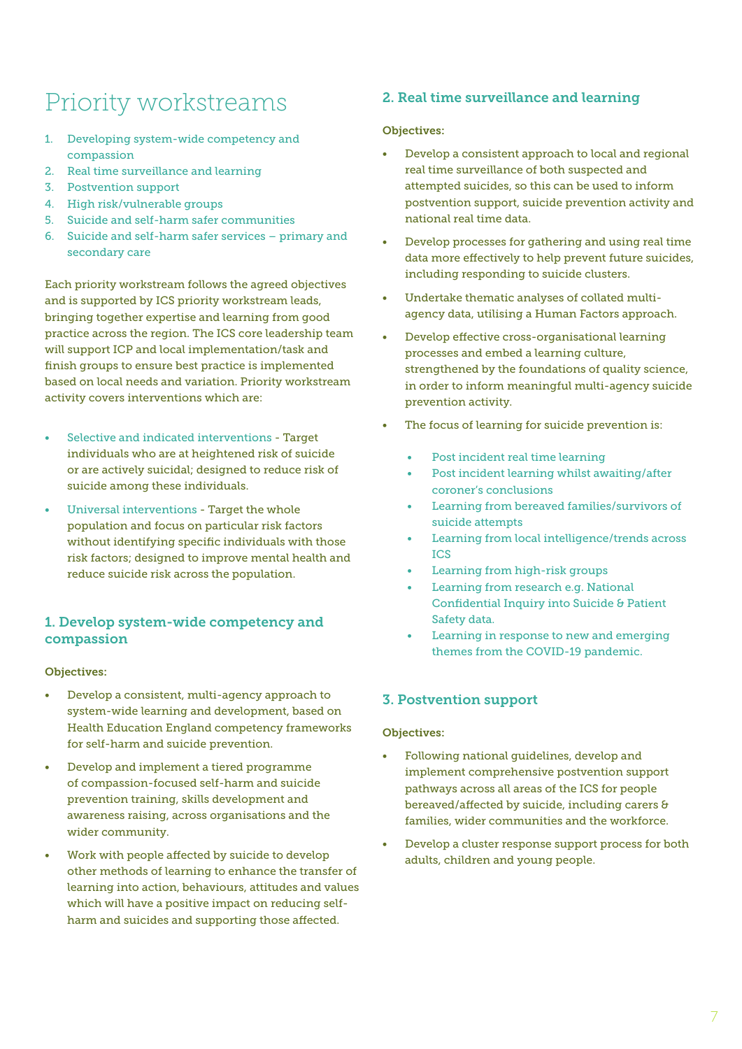# Priority workstreams

1. Developing system-wide competency and compassion
2. Real time surveillance and learning
3. Postvention support
4. High risk/vulnerable groups
5. Suicide and self-harm safer communities
6. Suicide and self-harm safer services – primary and secondary care

Each priority workstream follows the agreed objectives and is supported by ICS priority workstream leads, bringing together expertise and learning from good practice across the region. The ICS core leadership team will support ICP and local implementation/task and finish groups to ensure best practice is implemented based on local needs and variation. Priority workstream activity covers interventions which are:

- Selective and indicated interventions - Target individuals who are at heightened risk of suicide or are actively suicidal; designed to reduce risk of suicide among these individuals.
- Universal interventions - Target the whole population and focus on particular risk factors without identifying specific individuals with those risk factors; designed to improve mental health and reduce suicide risk across the population.

## 1. Develop system-wide competency and compassion

**Objectives:**

- Develop a consistent, multi-agency approach to system-wide learning and development, based on Health Education England competency frameworks for self-harm and suicide prevention.
- Develop and implement a tiered programme of compassion-focused self-harm and suicide prevention training, skills development and awareness raising, across organisations and the wider community.
- Work with people affected by suicide to develop other methods of learning to enhance the transfer of learning into action, behaviours, attitudes and values which will have a positive impact on reducing self-harm and suicides and supporting those affected.

## 2. Real time surveillance and learning

**Objectives:**

- Develop a consistent approach to local and regional real time surveillance of both suspected and attempted suicides, so this can be used to inform postvention support, suicide prevention activity and national real time data.
- Develop processes for gathering and using real time data more effectively to help prevent future suicides, including responding to suicide clusters.
- Undertake thematic analyses of collated multi-agency data, utilising a Human Factors approach.
- Develop effective cross-organisational learning processes and embed a learning culture, strengthened by the foundations of quality science, in order to inform meaningful multi-agency suicide prevention activity.
- The focus of learning for suicide prevention is:
  - Post incident real time learning
  - Post incident learning whilst awaiting/after coroner's conclusions
  - Learning from bereaved families/survivors of suicide attempts
  - Learning from local intelligence/trends across ICS
  - Learning from high-risk groups
  - Learning from research e.g. National Confidential Inquiry into Suicide & Patient Safety data.
  - Learning in response to new and emerging themes from the COVID-19 pandemic.

## 3. Postvention support

**Objectives:**

- Following national guidelines, develop and implement comprehensive postvention support pathways across all areas of the ICS for people bereaved/affected by suicide, including carers & families, wider communities and the workforce.
- Develop a cluster response support process for both adults, children and young people.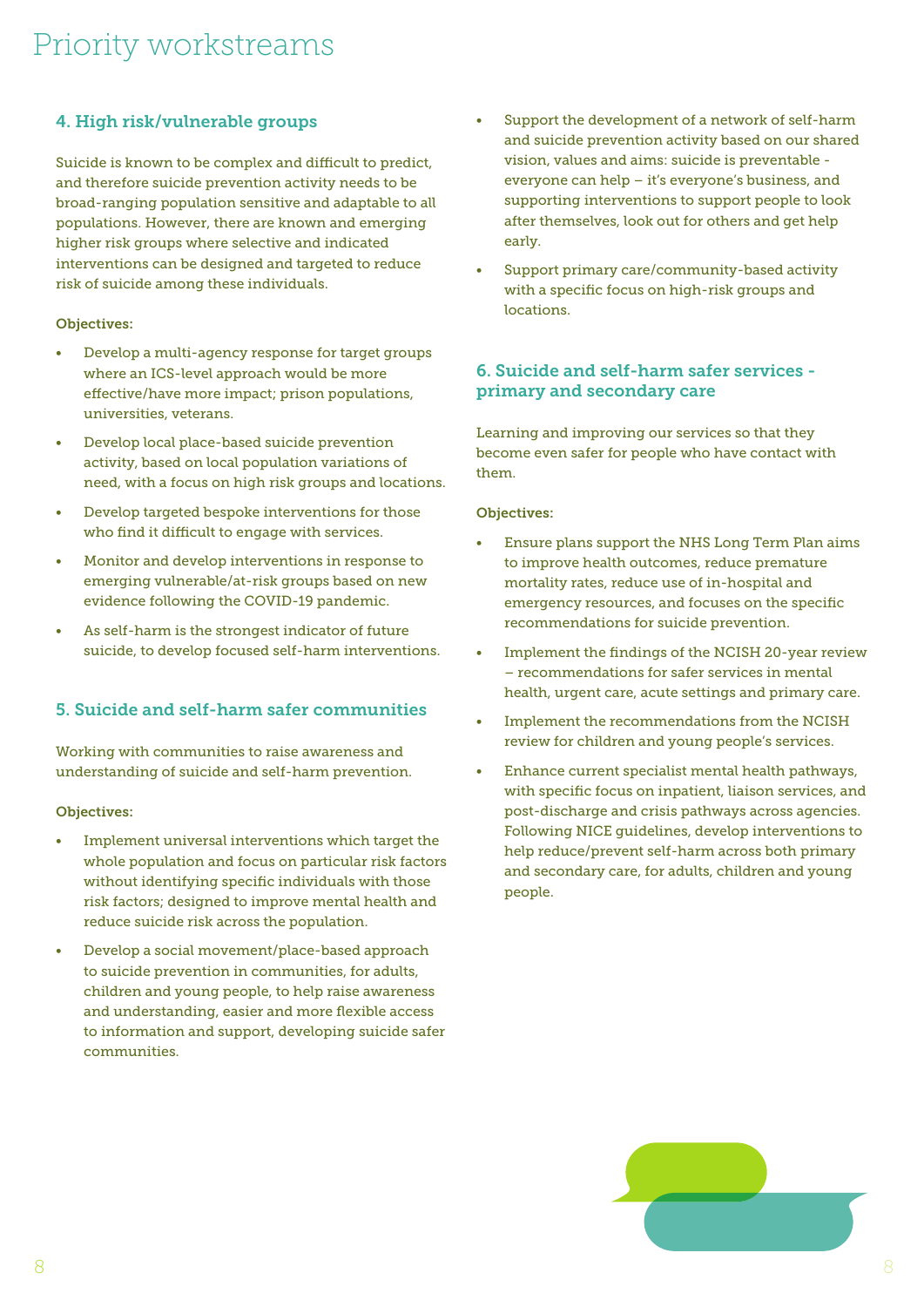# Priority workstreams

## 4. High risk/vulnerable groups

Suicide is known to be complex and difficult to predict, and therefore suicide prevention activity needs to be broad-ranging population sensitive and adaptable to all populations. However, there are known and emerging higher risk groups where selective and indicated interventions can be designed and targeted to reduce risk of suicide among these individuals.

**Objectives:**

- Develop a multi-agency response for target groups where an ICS-level approach would be more effective/have more impact; prison populations, universities, veterans.
- Develop local place-based suicide prevention activity, based on local population variations of need, with a focus on high risk groups and locations.
- Develop targeted bespoke interventions for those who find it difficult to engage with services.
- Monitor and develop interventions in response to emerging vulnerable/at-risk groups based on new evidence following the COVID-19 pandemic.
- As self-harm is the strongest indicator of future suicide, to develop focused self-harm interventions.

## 5. Suicide and self-harm safer communities

Working with communities to raise awareness and understanding of suicide and self-harm prevention.

**Objectives:**

- Implement universal interventions which target the whole population and focus on particular risk factors without identifying specific individuals with those risk factors; designed to improve mental health and reduce suicide risk across the population.
- Develop a social movement/place-based approach to suicide prevention in communities, for adults, children and young people, to help raise awareness and understanding, easier and more flexible access to information and support, developing suicide safer communities.
- Support the development of a network of self-harm and suicide prevention activity based on our shared vision, values and aims: suicide is preventable - everyone can help – it's everyone's business, and supporting interventions to support people to look after themselves, look out for others and get help early.
- Support primary care/community-based activity with a specific focus on high-risk groups and locations.

## 6. Suicide and self-harm safer services - primary and secondary care

Learning and improving our services so that they become even safer for people who have contact with them.

**Objectives:**

- Ensure plans support the NHS Long Term Plan aims to improve health outcomes, reduce premature mortality rates, reduce use of in-hospital and emergency resources, and focuses on the specific recommendations for suicide prevention.
- Implement the findings of the NCISH 20-year review – recommendations for safer services in mental health, urgent care, acute settings and primary care.
- Implement the recommendations from the NCISH review for children and young people's services.
- Enhance current specialist mental health pathways, with specific focus on inpatient, liaison services, and post-discharge and crisis pathways across agencies. Following NICE guidelines, develop interventions to help reduce/prevent self-harm across both primary and secondary care, for adults, children and young people.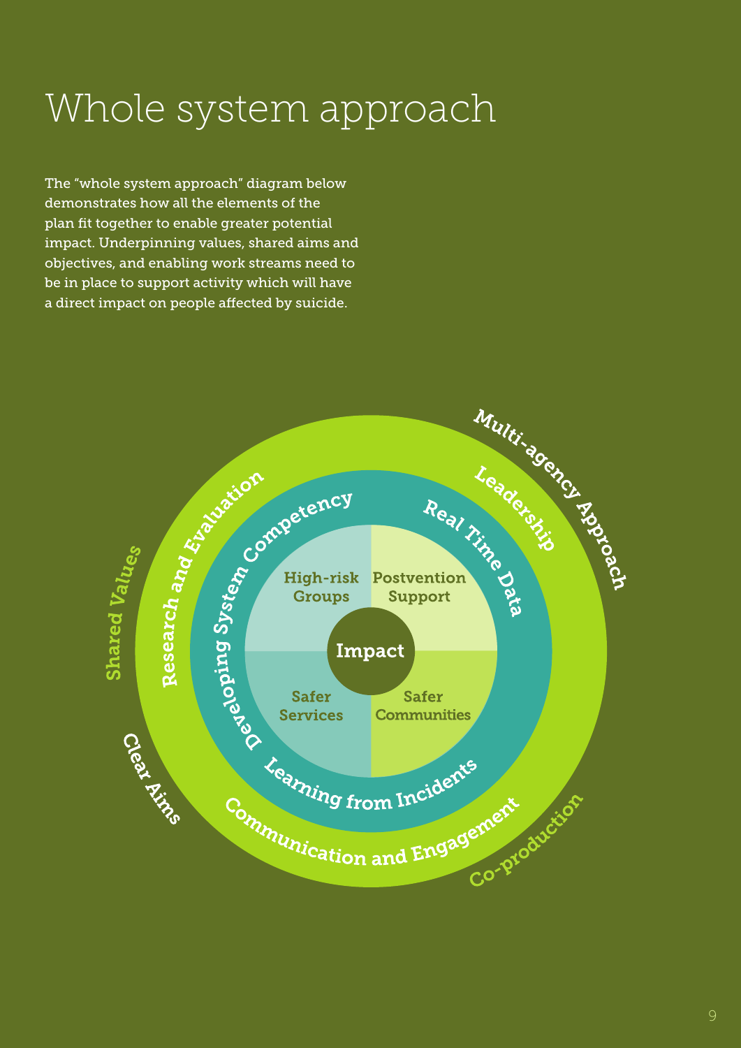# Whole system approach

The "whole system approach" diagram below demonstrates how all the elements of the plan fit together to enable greater potential impact. Underpinning values, shared aims and objectives, and enabling work streams need to be in place to support activity which will have a direct impact on people affected by suicide.

Multi-agency Approach

Shared Values

Clear Aims

Co-production

Research and Evaluation

Leadership

Communication and Engagement

Developing System Competency

Real Time Data

Learning from Incidents

High-risk Groups

Postvention Support

Safer Services

Safer Communities

Impact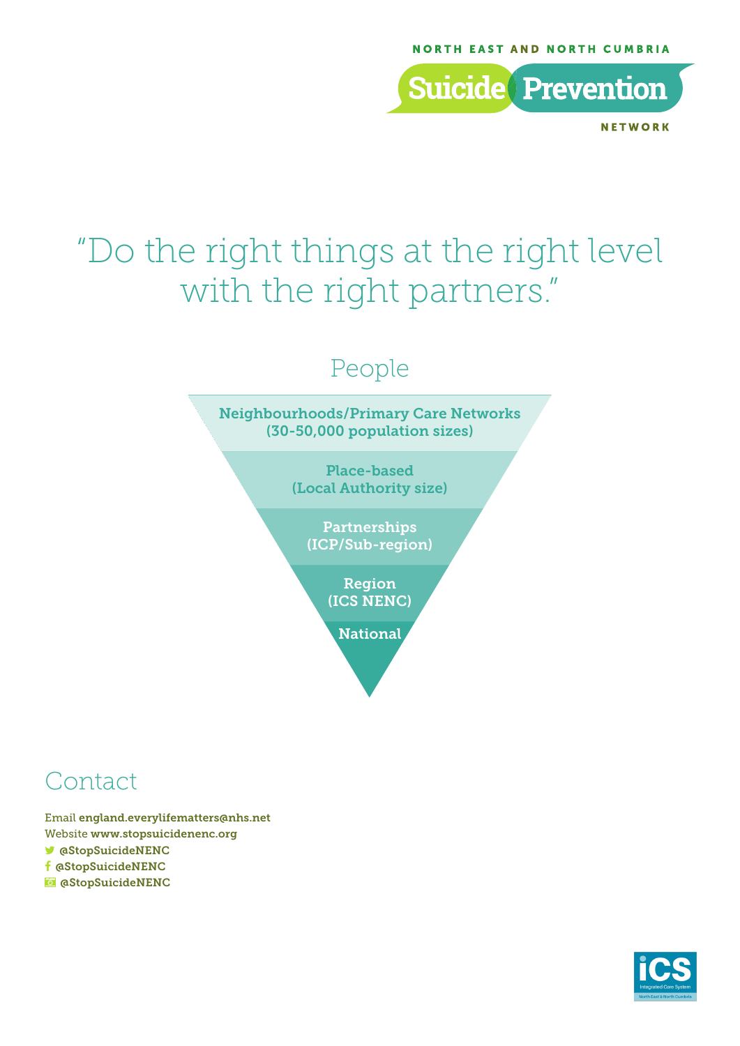NORTH EAST AND NORTH CUMBRIA

Suicide Prevention

NETWORK

“Do the right things at the right level with the right partners.”

People

Neighbourhoods/Primary Care Networks
(30-50,000 population sizes)

Place-based
(Local Authority size)

Partnerships
(ICP/Sub-region)

Region
(ICS NENC)

National

## Contact

Email **england.everylifematters@nhs.net**
Website **www.stopsuicidenenc.org**
**@StopSuicideNENC**
**@StopSuicideNENC**
**@StopSuicideNENC**

iCS
Integrated Care System
North East & North Cumbria